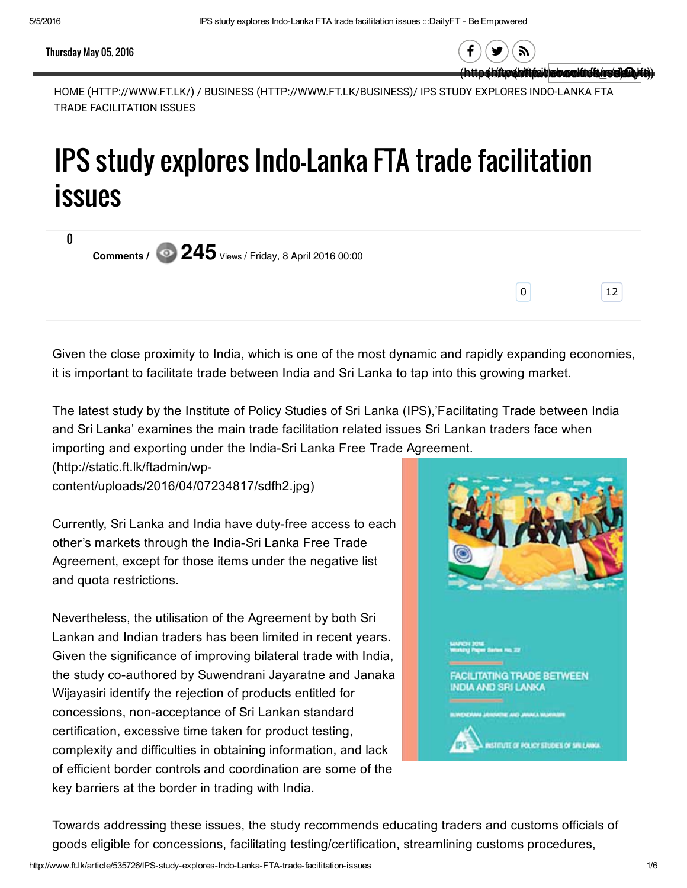Thursday May 05, 2016

HOME (HTTP://WWW.FT.LK/) / BUSINESS (HTTP://WWW.FT.LK/BUSINESS)/ IPS STUDY EXPLORES INDO-LANKA FTA TRADE FACILITATION ISSUES

# IPS study explores Indo-Lanka FTA trade facilitation issues

0 Comments / 245 Views / Friday, 8 April 2016 00:00

Given the close proximity to India, which is one of the most dynamic and rapidly expanding economies, it is important to facilitate trade between India and Sri Lanka to tap into this growing market.

The latest study by the Institute of Policy Studies of Sri Lanka (IPS),'Facilitating Trade between India and Sri Lanka' examines the main trade facilitation related issues Sri Lankan traders face when importing and exporting under the India-Sri Lanka Free Trade Agreement.
(http://static.ft.lk/ftadmin/wp-content/uploads/2016/04/07234817/sdfh2.jpg)

Currently, Sri Lanka and India have duty-free access to each other's markets through the India-Sri Lanka Free Trade Agreement, except for those items under the negative list and quota restrictions.

Nevertheless, the utilisation of the Agreement by both Sri Lankan and Indian traders has been limited in recent years. Given the significance of improving bilateral trade with India, the study co-authored by Suwendrani Jayaratne and Janaka Wijayasiri identify the rejection of products entitled for concessions, non-acceptance of Sri Lankan standard certification, excessive time taken for product testing, complexity and difficulties in obtaining information, and lack of efficient border controls and coordination are some of the key barriers at the border in trading with India.

Towards addressing these issues, the study recommends educating traders and customs officials of goods eligible for concessions, facilitating testing/certification, streamlining customs procedures,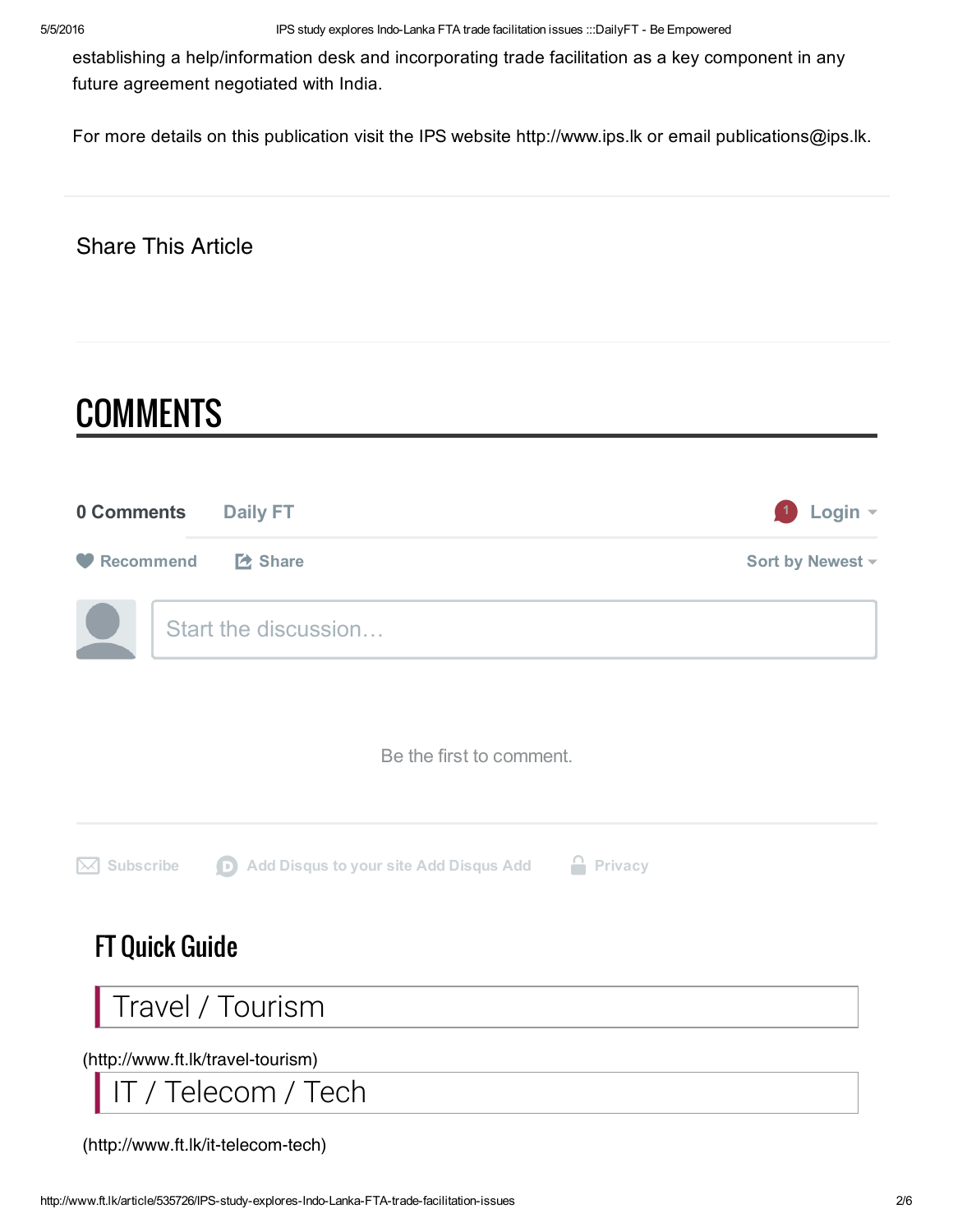establishing a help/information desk and incorporating trade facilitation as a key component in any future agreement negotiated with India.

For more details on this publication visit the IPS website http://www.ips.lk or email publications@ips.lk.

Share This Article

# COMMENTS

**0 Comments** Daily FT 1 Login

Recommend Share Sort by Newest

Start the discussion…

Be the first to comment.

Subscribe Add Disqus to your site Add Disqus Add Privacy

## FT Quick Guide

Travel / Tourism

(http://www.ft.lk/travel-tourism)

IT / Telecom / Tech

(http://www.ft.lk/it-telecom-tech)